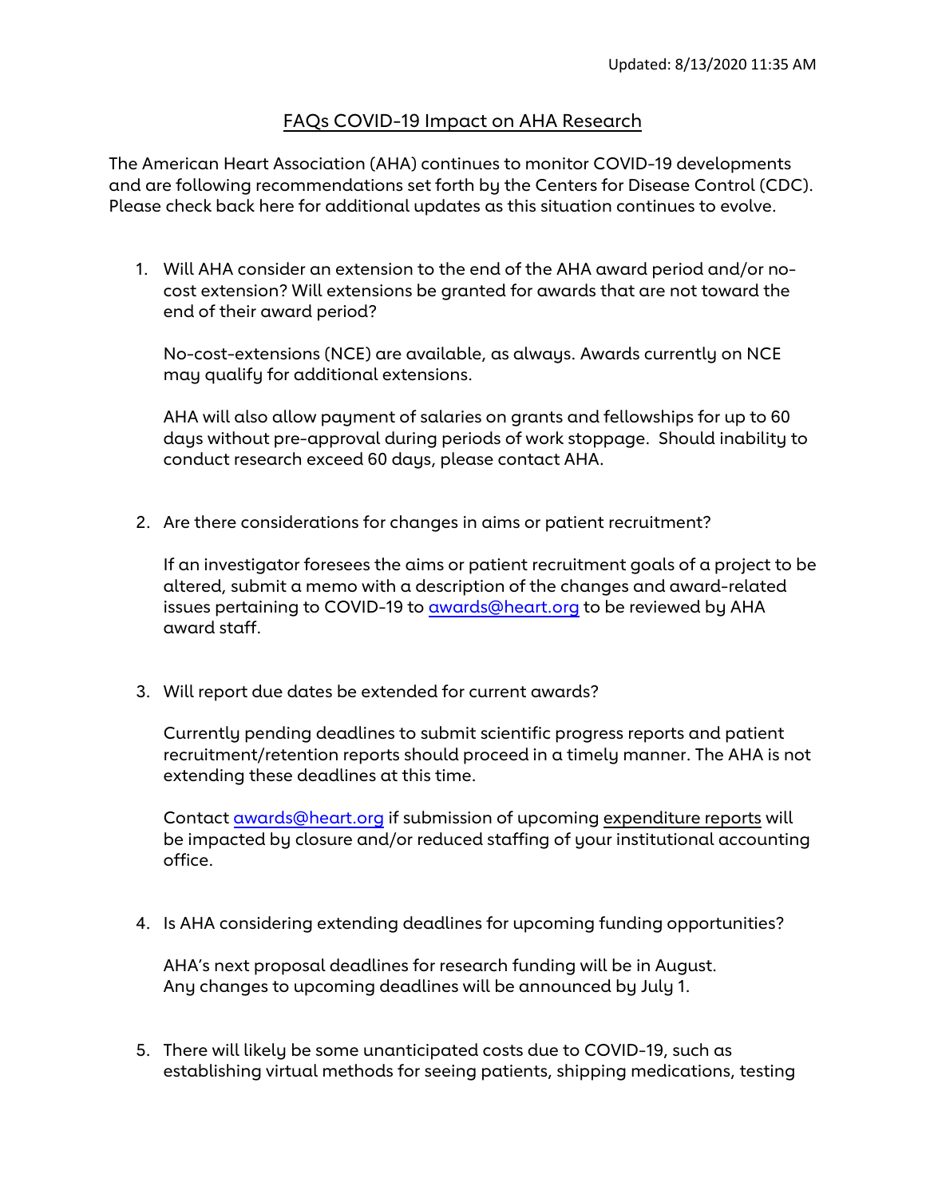Updated: 8/13/2020 11:35 AM

# FAQs COVID-19 Impact on AHA Research

The American Heart Association (AHA) continues to monitor COVID-19 developments and are following recommendations set forth by the Centers for Disease Control (CDC). Please check back here for additional updates as this situation continues to evolve.

1. Will AHA consider an extension to the end of the AHA award period and/or no-cost extension? Will extensions be granted for awards that are not toward the end of their award period?

   No-cost-extensions (NCE) are available, as always. Awards currently on NCE may qualify for additional extensions.

   AHA will also allow payment of salaries on grants and fellowships for up to 60 days without pre-approval during periods of work stoppage. Should inability to conduct research exceed 60 days, please contact AHA.

2. Are there considerations for changes in aims or patient recruitment?

   If an investigator foresees the aims or patient recruitment goals of a project to be altered, submit a memo with a description of the changes and award-related issues pertaining to COVID-19 to awards@heart.org to be reviewed by AHA award staff.

3. Will report due dates be extended for current awards?

   Currently pending deadlines to submit scientific progress reports and patient recruitment/retention reports should proceed in a timely manner. The AHA is not extending these deadlines at this time.

   Contact awards@heart.org if submission of upcoming expenditure reports will be impacted by closure and/or reduced staffing of your institutional accounting office.

4. Is AHA considering extending deadlines for upcoming funding opportunities?

   AHA's next proposal deadlines for research funding will be in August.
   Any changes to upcoming deadlines will be announced by July 1.

5. There will likely be some unanticipated costs due to COVID-19, such as establishing virtual methods for seeing patients, shipping medications, testing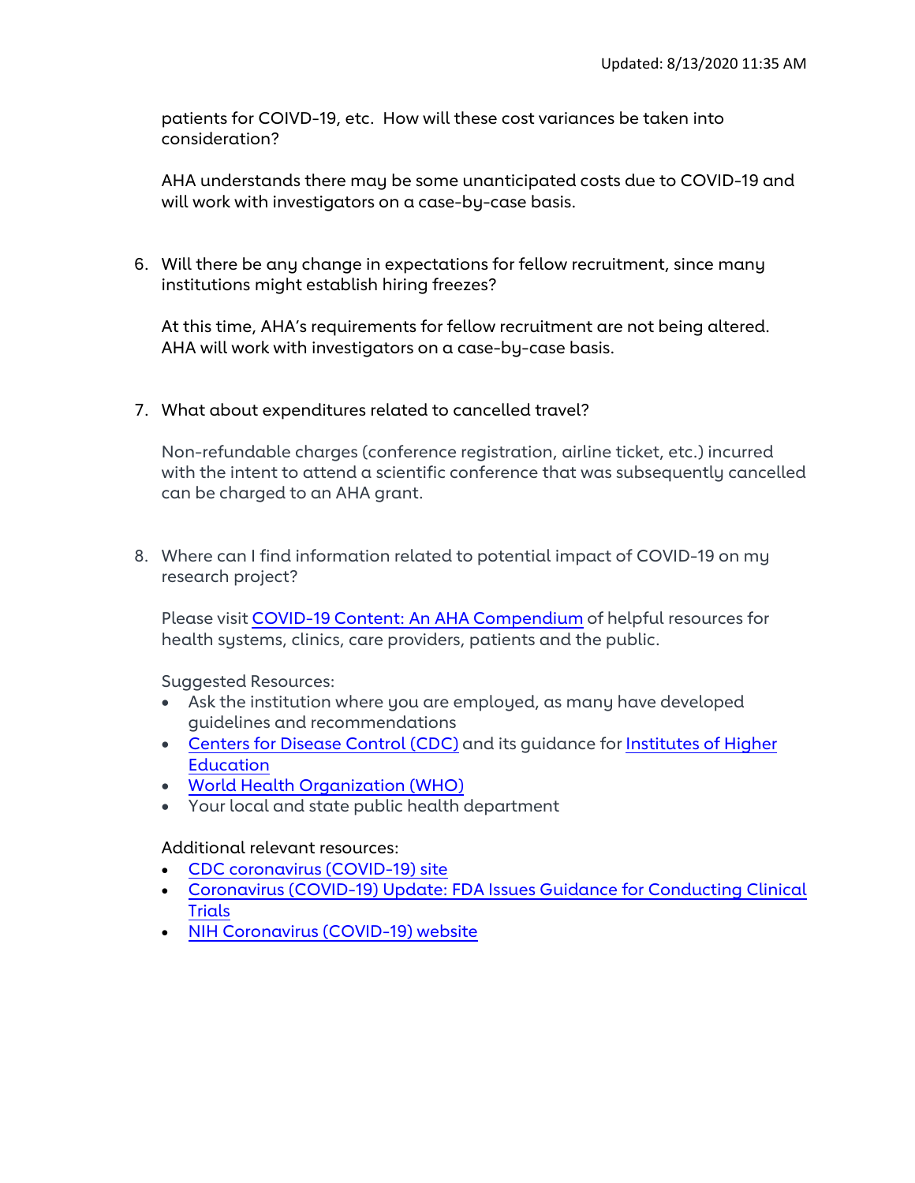patients for COIVD-19, etc. How will these cost variances be taken into consideration?

AHA understands there may be some unanticipated costs due to COVID-19 and will work with investigators on a case-by-case basis.

6. Will there be any change in expectations for fellow recruitment, since many institutions might establish hiring freezes?

   At this time, AHA's requirements for fellow recruitment are not being altered. AHA will work with investigators on a case-by-case basis.

7. What about expenditures related to cancelled travel?

   Non-refundable charges (conference registration, airline ticket, etc.) incurred with the intent to attend a scientific conference that was subsequently cancelled can be charged to an AHA grant.

8. Where can I find information related to potential impact of COVID-19 on my research project?

   Please visit COVID-19 Content: An AHA Compendium of helpful resources for health systems, clinics, care providers, patients and the public.

   Suggested Resources:
   - Ask the institution where you are employed, as many have developed guidelines and recommendations
   - Centers for Disease Control (CDC) and its guidance for Institutes of Higher Education
   - World Health Organization (WHO)
   - Your local and state public health department

   Additional relevant resources:
   - CDC coronavirus (COVID-19) site
   - Coronavirus (COVID-19) Update: FDA Issues Guidance for Conducting Clinical Trials
   - NIH Coronavirus (COVID-19) website